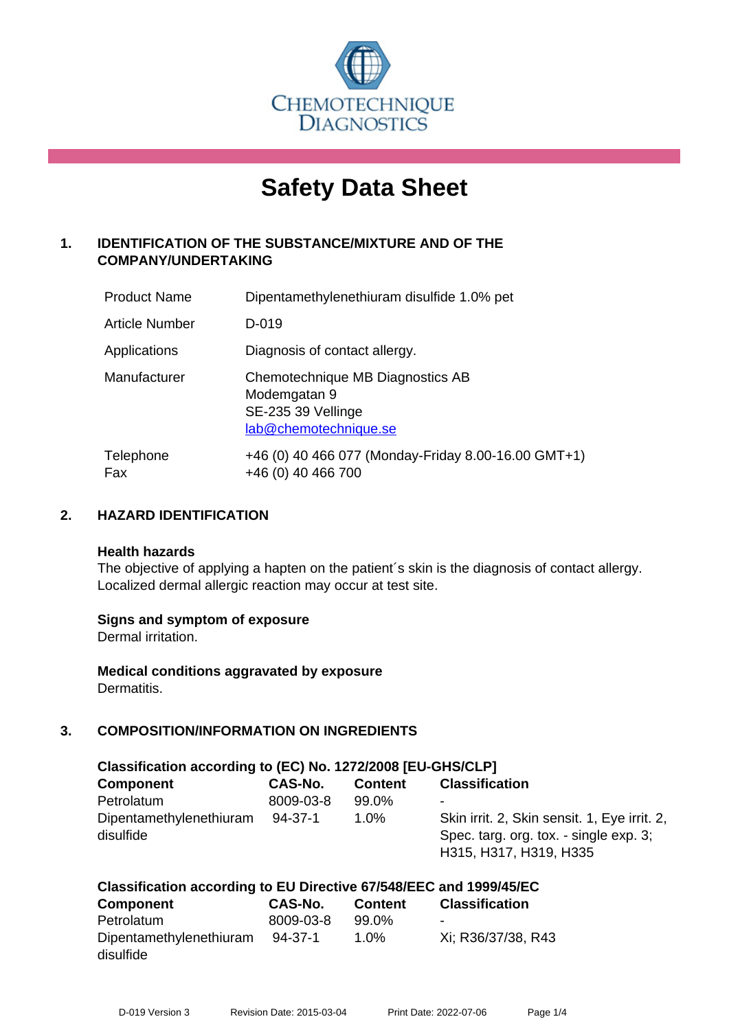CHEMOTECHNIQUE DIAGNOSTICS

# Safety Data Sheet

## 1. IDENTIFICATION OF THE SUBSTANCE/MIXTURE AND OF THE COMPANY/UNDERTAKING

| | |
|---|---|
| Product Name | Dipentamethylenethiuram disulfide 1.0% pet |
| Article Number | D-019 |
| Applications | Diagnosis of contact allergy. |
| Manufacturer | Chemotechnique MB Diagnostics AB<br>Modemgatan 9<br>SE-235 39 Vellinge<br>lab@chemotechnique.se |
| Telephone<br>Fax | +46 (0) 40 466 077 (Monday-Friday 8.00-16.00 GMT+1)<br>+46 (0) 40 466 700 |

## 2. HAZARD IDENTIFICATION

**Health hazards**
The objective of applying a hapten on the patient´s skin is the diagnosis of contact allergy. Localized dermal allergic reaction may occur at test site.

**Signs and symptom of exposure**
Dermal irritation.

**Medical conditions aggravated by exposure**
Dermatitis.

## 3. COMPOSITION/INFORMATION ON INGREDIENTS

**Classification according to (EC) No. 1272/2008 [EU-GHS/CLP]**

| Component | CAS-No. | Content | Classification |
|---|---|---|---|
| Petrolatum | 8009-03-8 | 99.0% | - |
| Dipentamethylenethiuram disulfide | 94-37-1 | 1.0% | Skin irrit. 2, Skin sensit. 1, Eye irrit. 2, Spec. targ. org. tox. - single exp. 3; H315, H317, H319, H335 |

**Classification according to EU Directive 67/548/EEC and 1999/45/EC**

| Component | CAS-No. | Content | Classification |
|---|---|---|---|
| Petrolatum | 8009-03-8 | 99.0% | - |
| Dipentamethylenethiuram disulfide | 94-37-1 | 1.0% | Xi; R36/37/38, R43 |

D-019 Version 3 Revision Date: 2015-03-04 Print Date: 2022-07-06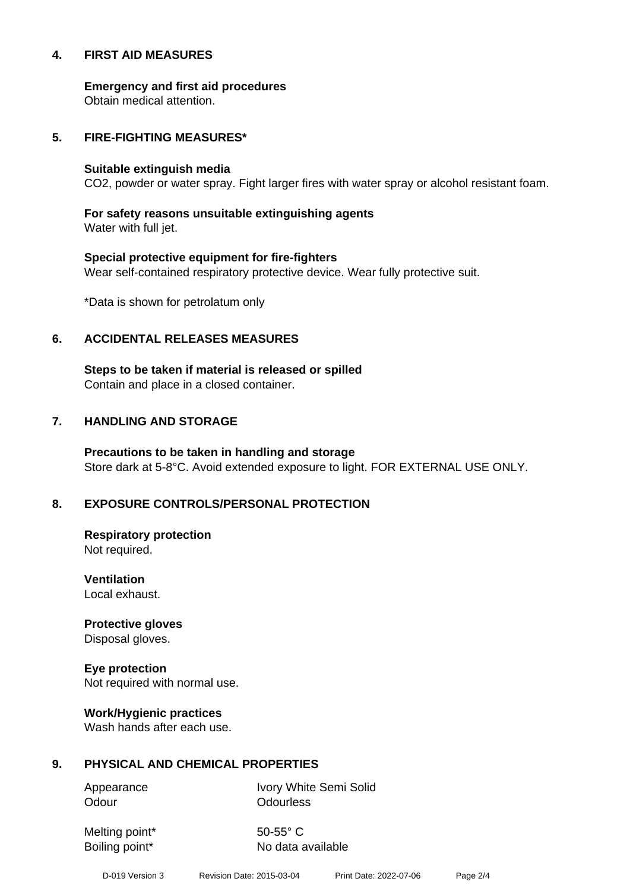## 4. FIRST AID MEASURES

**Emergency and first aid procedures**
Obtain medical attention.

## 5. FIRE-FIGHTING MEASURES*

**Suitable extinguish media**
$CO_2$, powder or water spray. Fight larger fires with water spray or alcohol resistant foam.

**For safety reasons unsuitable extinguishing agents**
Water with full jet.

**Special protective equipment for fire-fighters**
Wear self-contained respiratory protective device. Wear fully protective suit.

*Data is shown for petrolatum only

## 6. ACCIDENTAL RELEASES MEASURES

**Steps to be taken if material is released or spilled**
Contain and place in a closed container.

## 7. HANDLING AND STORAGE

**Precautions to be taken in handling and storage**
Store dark at 5-8°C. Avoid extended exposure to light. FOR EXTERNAL USE ONLY.

## 8. EXPOSURE CONTROLS/PERSONAL PROTECTION

**Respiratory protection**
Not required.

**Ventilation**
Local exhaust.

**Protective gloves**
Disposal gloves.

**Eye protection**
Not required with normal use.

**Work/Hygienic practices**
Wash hands after each use.

## 9. PHYSICAL AND CHEMICAL PROPERTIES

| | |
|---|---|
| Appearance | Ivory White Semi Solid |
| Odour | Odourless |
| Melting point* | 50-55° C |
| Boiling point* | No data available |

D-019 Version 3 Revision Date: 2015-03-04 Print Date: 2022-07-06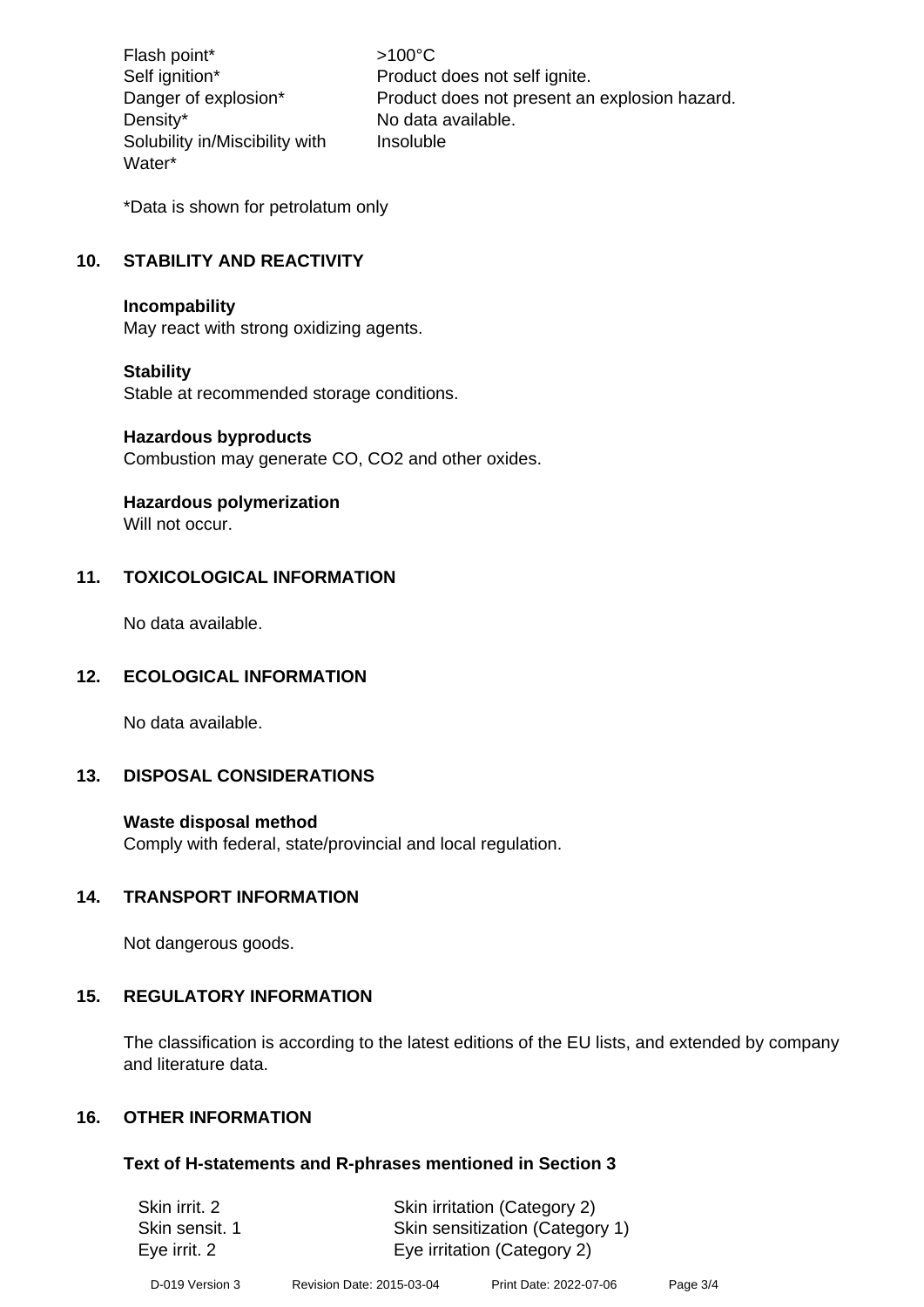| | |
|---|---|
| Flash point* | >100°C |
| Self ignition* | Product does not self ignite. |
| Danger of explosion* | Product does not present an explosion hazard. |
| Density* | No data available. |
| Solubility in/Miscibility with Water* | Insoluble |

*Data is shown for petrolatum only

## 10. STABILITY AND REACTIVITY

**Incompability**
May react with strong oxidizing agents.

**Stability**
Stable at recommended storage conditions.

**Hazardous byproducts**
Combustion may generate CO, $CO_2$ and other oxides.

**Hazardous polymerization**
Will not occur.

## 11. TOXICOLOGICAL INFORMATION

No data available.

## 12. ECOLOGICAL INFORMATION

No data available.

## 13. DISPOSAL CONSIDERATIONS

**Waste disposal method**
Comply with federal, state/provincial and local regulation.

## 14. TRANSPORT INFORMATION

Not dangerous goods.

## 15. REGULATORY INFORMATION

The classification is according to the latest editions of the EU lists, and extended by company and literature data.

## 16. OTHER INFORMATION

### Text of H-statements and R-phrases mentioned in Section 3

| | |
|---|---|
| Skin irrit. 2 | Skin irritation (Category 2) |
| Skin sensit. 1 | Skin sensitization (Category 1) |
| Eye irrit. 2 | Eye irritation (Category 2) |

D-019 Version 3 Revision Date: 2015-03-04 Print Date: 2022-07-06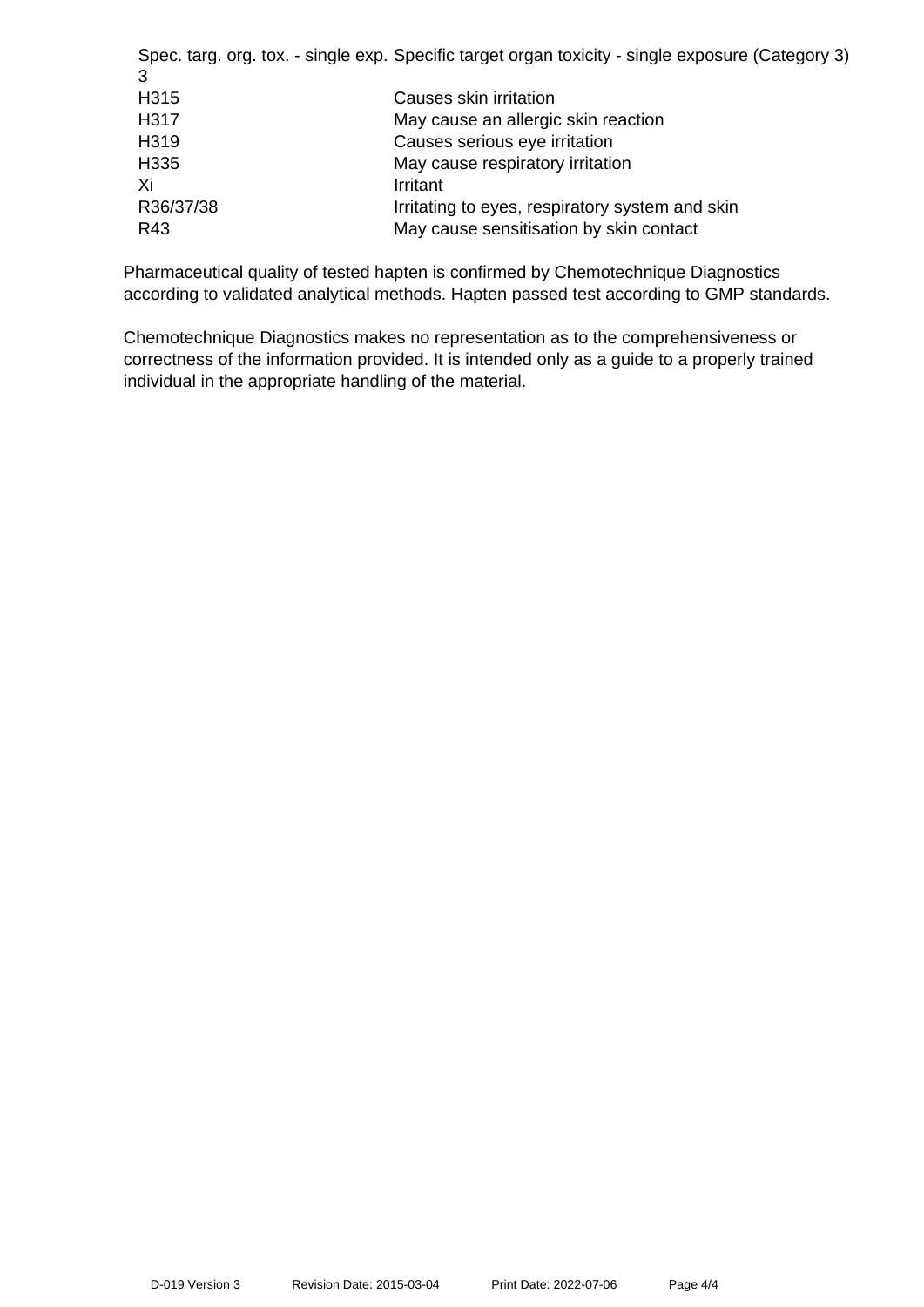| | |
|---|---|
| Spec. targ. org. tox. - single exp. 3 | Specific target organ toxicity - single exposure (Category 3) |
| H315 | Causes skin irritation |
| H317 | May cause an allergic skin reaction |
| H319 | Causes serious eye irritation |
| H335 | May cause respiratory irritation |
| Xi | Irritant |
| R36/37/38 | Irritating to eyes, respiratory system and skin |
| R43 | May cause sensitisation by skin contact |

Pharmaceutical quality of tested hapten is confirmed by Chemotechnique Diagnostics according to validated analytical methods. Hapten passed test according to GMP standards.

Chemotechnique Diagnostics makes no representation as to the comprehensiveness or correctness of the information provided. It is intended only as a guide to a properly trained individual in the appropriate handling of the material.